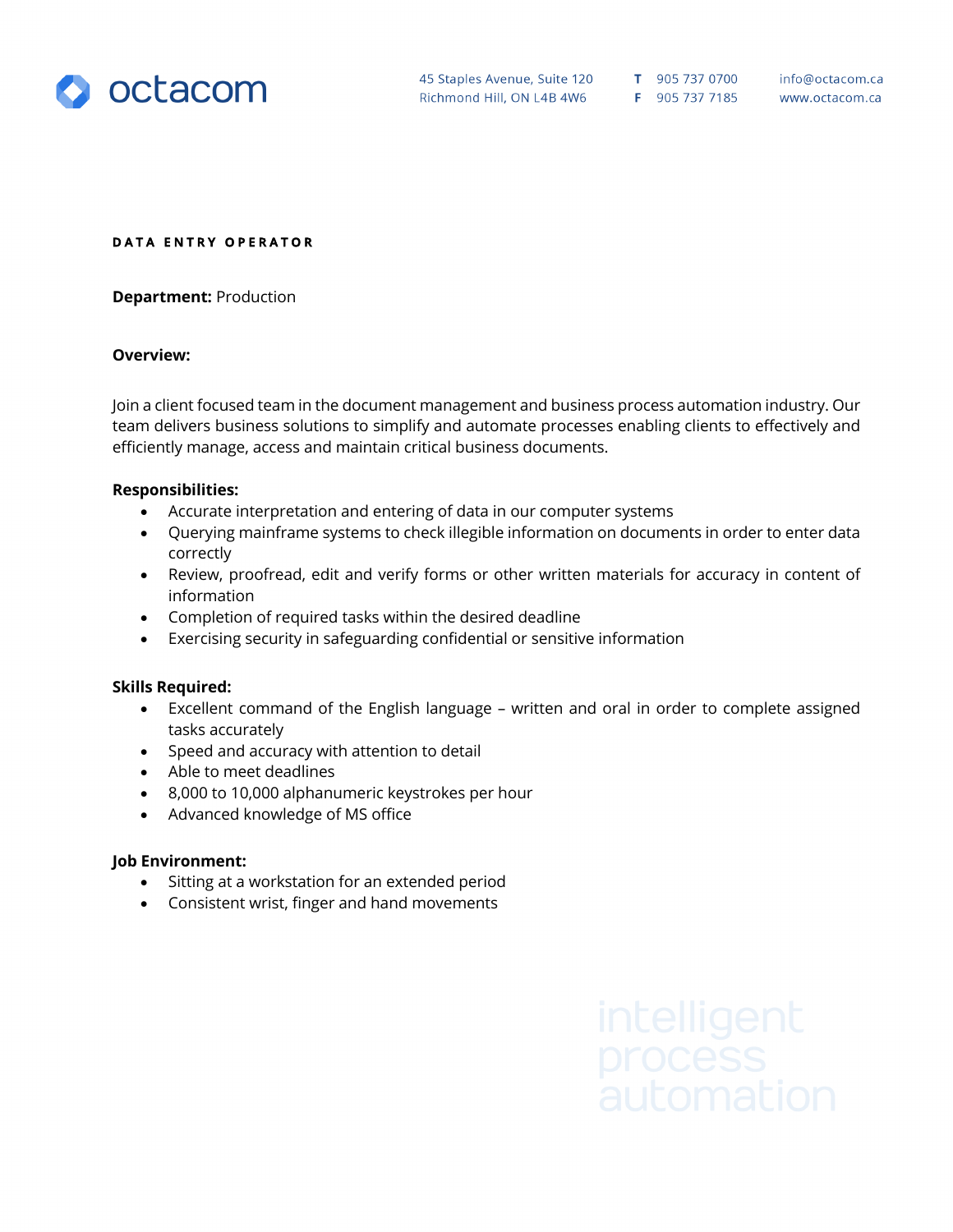octacom

45 Staples Avenue, Suite 120
Richmond Hill, ON L4B 4W6

**T** 905 737 0700
**F** 905 737 7185

info@octacom.ca
www.octacom.ca

# DATA ENTRY OPERATOR

**Department:** Production

**Overview:**

Join a client focused team in the document management and business process automation industry. Our team delivers business solutions to simplify and automate processes enabling clients to effectively and efficiently manage, access and maintain critical business documents.

**Responsibilities:**

- Accurate interpretation and entering of data in our computer systems
- Querying mainframe systems to check illegible information on documents in order to enter data correctly
- Review, proofread, edit and verify forms or other written materials for accuracy in content of information
- Completion of required tasks within the desired deadline
- Exercising security in safeguarding confidential or sensitive information

**Skills Required:**

- Excellent command of the English language – written and oral in order to complete assigned tasks accurately
- Speed and accuracy with attention to detail
- Able to meet deadlines
- 8,000 to 10,000 alphanumeric keystrokes per hour
- Advanced knowledge of MS office

**Job Environment:**

- Sitting at a workstation for an extended period
- Consistent wrist, finger and hand movements

intelligent process automation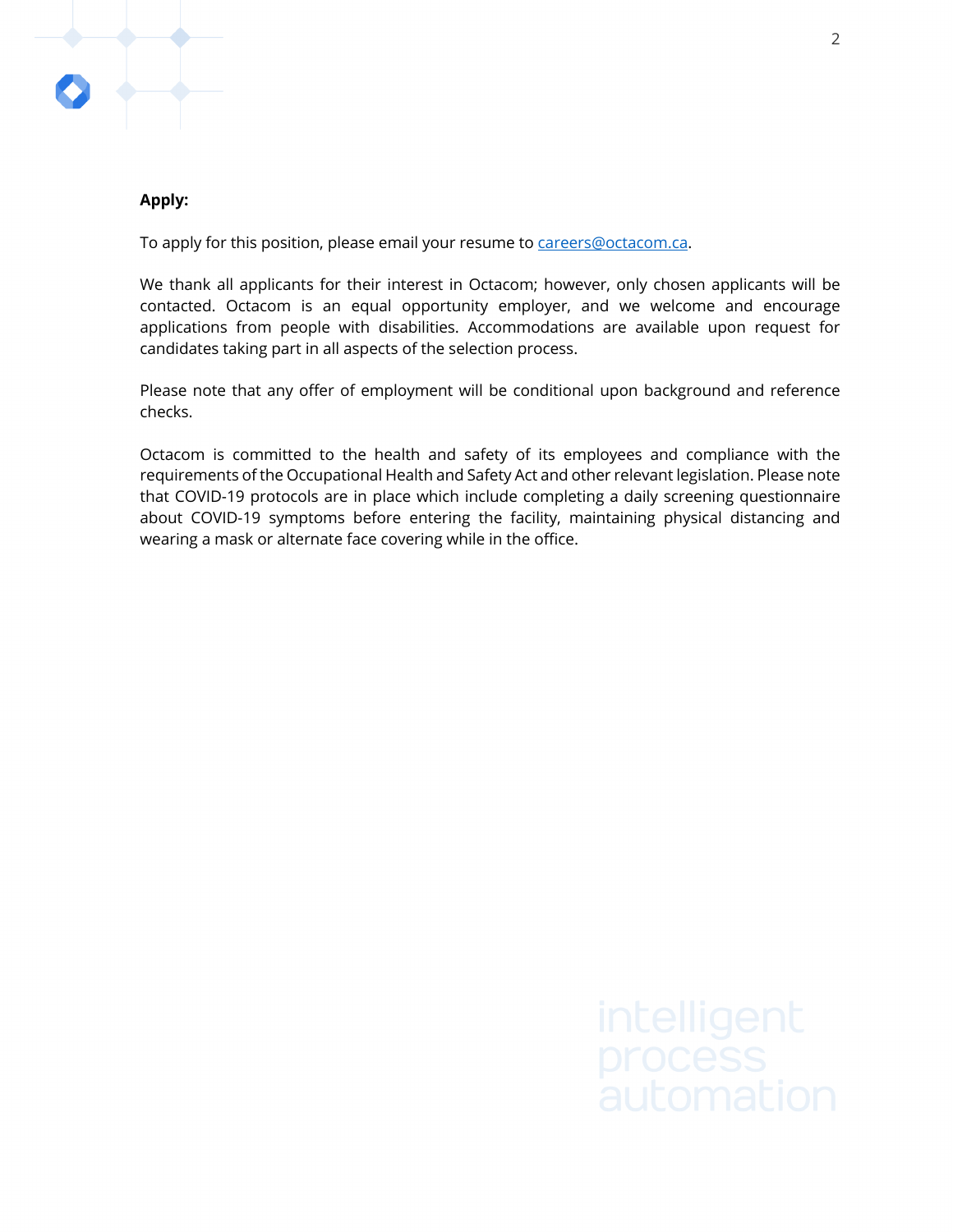**Apply:**

To apply for this position, please email your resume to careers@octacom.ca.

We thank all applicants for their interest in Octacom; however, only chosen applicants will be contacted. Octacom is an equal opportunity employer, and we welcome and encourage applications from people with disabilities. Accommodations are available upon request for candidates taking part in all aspects of the selection process.

Please note that any offer of employment will be conditional upon background and reference checks.

Octacom is committed to the health and safety of its employees and compliance with the requirements of the Occupational Health and Safety Act and other relevant legislation. Please note that COVID-19 protocols are in place which include completing a daily screening questionnaire about COVID-19 symptoms before entering the facility, maintaining physical distancing and wearing a mask or alternate face covering while in the office.